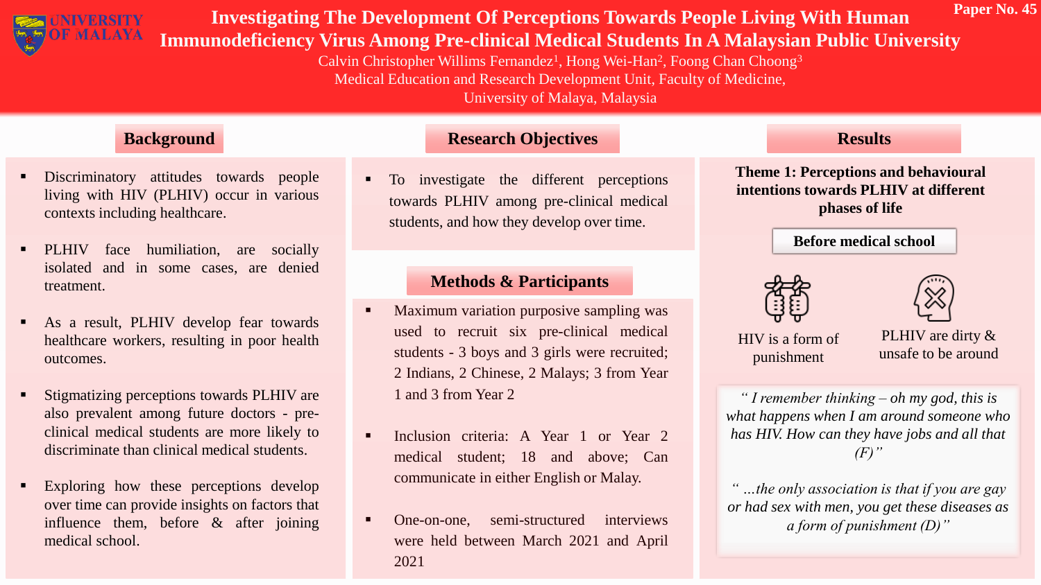Paper No. 45

UNIVERSITY OF MALAYA

# Investigating The Development Of Perceptions Towards People Living With Human Immunodeficiency Virus Among Pre-clinical Medical Students In A Malaysian Public University

Calvin Christopher Willims Fernandez[1], Hong Wei-Han[2], Foong Chan Choong[3]

Medical Education and Research Development Unit, Faculty of Medicine, University of Malaya, Malaysia

## Background

- Discriminatory attitudes towards people living with HIV (PLHIV) occur in various contexts including healthcare.
- PLHIV face humiliation, are socially isolated and in some cases, are denied treatment.
- As a result, PLHIV develop fear towards healthcare workers, resulting in poor health outcomes.
- Stigmatizing perceptions towards PLHIV are also prevalent among future doctors - pre-clinical medical students are more likely to discriminate than clinical medical students.
- Exploring how these perceptions develop over time can provide insights on factors that influence them, before & after joining medical school.

## Research Objectives

- To investigate the different perceptions towards PLHIV among pre-clinical medical students, and how they develop over time.

## Methods & Participants

- Maximum variation purposive sampling was used to recruit six pre-clinical medical students - 3 boys and 3 girls were recruited; 2 Indians, 2 Chinese, 2 Malays; 3 from Year 1 and 3 from Year 2
- Inclusion criteria: A Year 1 or Year 2 medical student; 18 and above; Can communicate in either English or Malay.
- One-on-one, semi-structured interviews were held between March 2021 and April 2021

## Results

### Theme 1: Perceptions and behavioural intentions towards PLHIV at different phases of life

**Before medical school**

HIV is a form of punishment

PLHIV are dirty & unsafe to be around

*" I remember thinking – oh my god, this is what happens when I am around someone who has HIV. How can they have jobs and all that (F)"*

*" ...the only association is that if you are gay or had sex with men, you get these diseases as a form of punishment (D)"*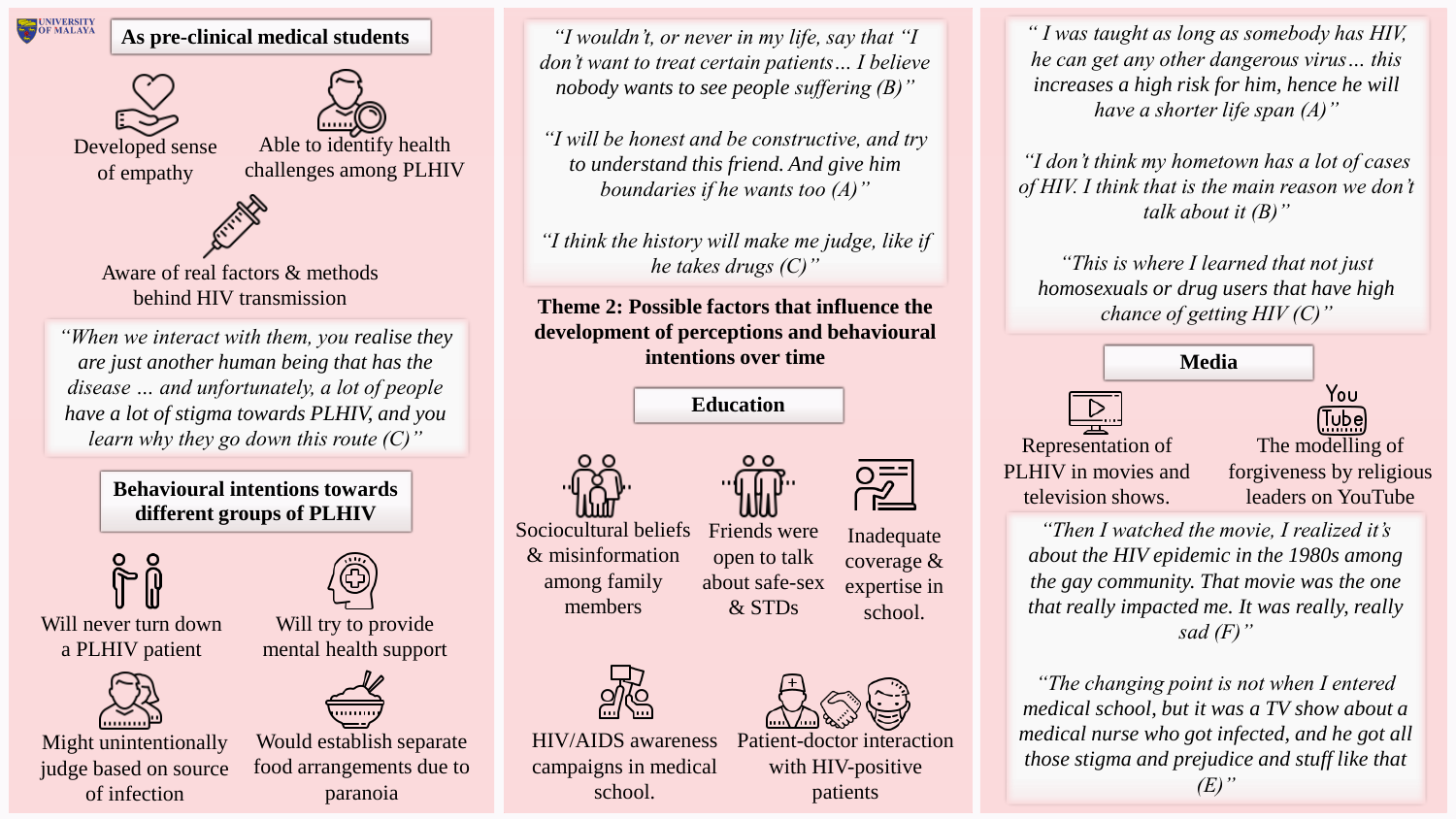## As pre-clinical medical students

- Developed sense of empathy
- Able to identify health challenges among PLHIV
- Aware of real factors & methods behind HIV transmission

*"When we interact with them, you realise they are just another human being that has the disease … and unfortunately, a lot of people have a lot of stigma towards PLHIV, and you learn why they go down this route (C)"*

## Behavioural intentions towards different groups of PLHIV

- Will never turn down a PLHIV patient
- Will try to provide mental health support
- Might unintentionally judge based on source of infection
- Would establish separate food arrangements due to paranoia

*"I wouldn't, or never in my life, say that "I don't want to treat certain patients… I believe nobody wants to see people suffering (B)"*

*"I will be honest and be constructive, and try to understand this friend. And give him boundaries if he wants too (A)"*

*"I think the history will make me judge, like if he takes drugs (C)"*

## Theme 2: Possible factors that influence the development of perceptions and behavioural intentions over time

### Education

- Sociocultural beliefs & misinformation among family members
- Friends were open to talk about safe-sex & STDs
- Inadequate coverage & expertise in school.
- HIV/AIDS awareness campaigns in medical school.
- Patient-doctor interaction with HIV-positive patients

*" I was taught as long as somebody has HIV, he can get any other dangerous virus… this increases a high risk for him, hence he will have a shorter life span (A)"*

*"I don't think my hometown has a lot of cases of HIV. I think that is the main reason we don't talk about it (B)"*

*"This is where I learned that not just homosexuals or drug users that have high chance of getting HIV (C)"*

### Media

- Representation of PLHIV in movies and television shows.
- The modelling of forgiveness by religious leaders on YouTube

*"Then I watched the movie, I realized it's about the HIV epidemic in the 1980s among the gay community. That movie was the one that really impacted me. It was really, really sad (F)"*

*"The changing point is not when I entered medical school, but it was a TV show about a medical nurse who got infected, and he got all those stigma and prejudice and stuff like that (E)"*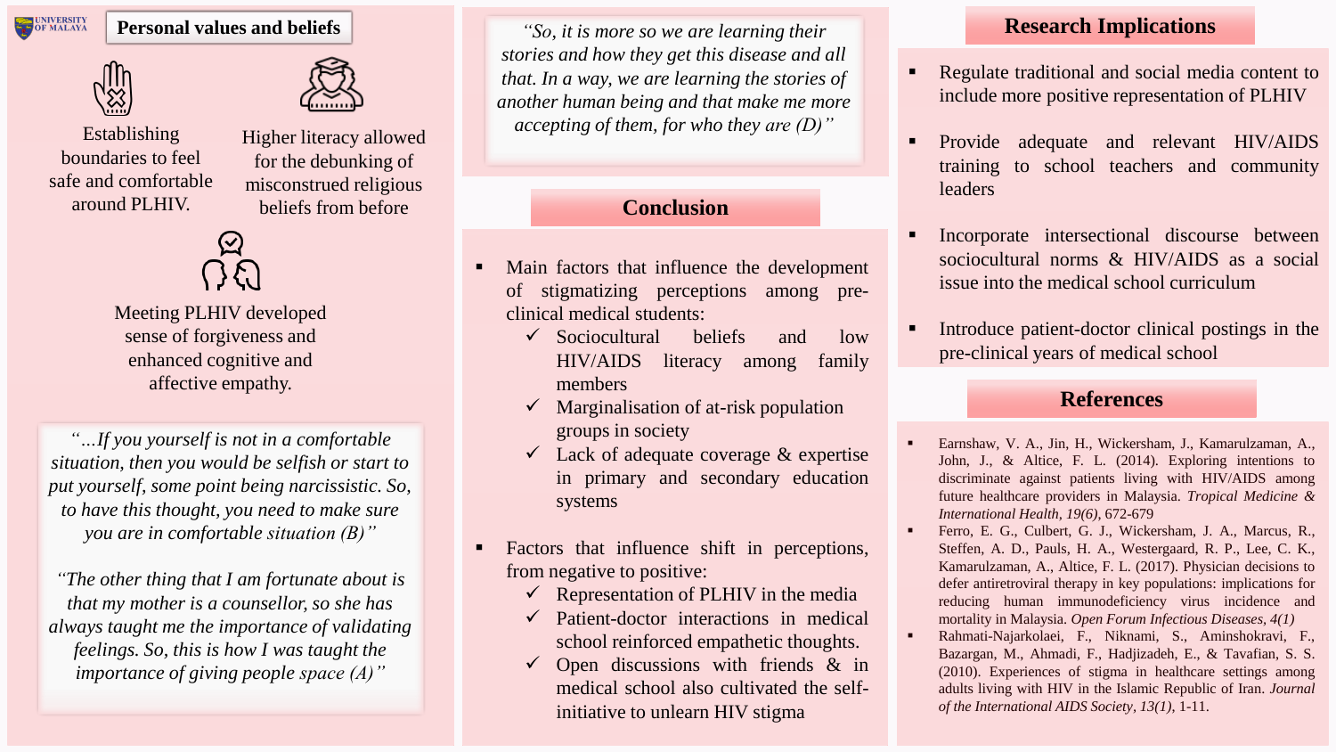## Personal values and beliefs

Establishing boundaries to feel safe and comfortable around PLHIV.

Higher literacy allowed for the debunking of misconstrued religious beliefs from before

Meeting PLHIV developed sense of forgiveness and enhanced cognitive and affective empathy.

*"…If you yourself is not in a comfortable situation, then you would be selfish or start to put yourself, some point being narcissistic. So, to have this thought, you need to make sure you are in comfortable situation (B)"*

*"The other thing that I am fortunate about is that my mother is a counsellor, so she has always taught me the importance of validating feelings. So, this is how I was taught the importance of giving people space (A)"*

*"So, it is more so we are learning their stories and how they get this disease and all that. In a way, we are learning the stories of another human being and that make me more accepting of them, for who they are (D)"*

## Conclusion

- Main factors that influence the development of stigmatizing perceptions among pre-clinical medical students:
  - ✓ Sociocultural beliefs and low HIV/AIDS literacy among family members
  - ✓ Marginalisation of at-risk population groups in society
  - ✓ Lack of adequate coverage & expertise in primary and secondary education systems
- Factors that influence shift in perceptions, from negative to positive:
  - ✓ Representation of PLHIV in the media
  - ✓ Patient-doctor interactions in medical school reinforced empathetic thoughts.
  - ✓ Open discussions with friends & in medical school also cultivated the self-initiative to unlearn HIV stigma

## Research Implications

- Regulate traditional and social media content to include more positive representation of PLHIV
- Provide adequate and relevant HIV/AIDS training to school teachers and community leaders
- Incorporate intersectional discourse between sociocultural norms & HIV/AIDS as a social issue into the medical school curriculum
- Introduce patient-doctor clinical postings in the pre-clinical years of medical school

## References

- Earnshaw, V. A., Jin, H., Wickersham, J., Kamarulzaman, A., John, J., & Altice, F. L. (2014). Exploring intentions to discriminate against patients living with HIV/AIDS among future healthcare providers in Malaysia. *Tropical Medicine & International Health, 19(6)*, 672-679
- Ferro, E. G., Culbert, G. J., Wickersham, J. A., Marcus, R., Steffen, A. D., Pauls, H. A., Westergaard, R. P., Lee, C. K., Kamarulzaman, A., Altice, F. L. (2017). Physician decisions to defer antiretroviral therapy in key populations: implications for reducing human immunodeficiency virus incidence and mortality in Malaysia. *Open Forum Infectious Diseases, 4(1)*
- Rahmati-Najarkolaei, F., Niknami, S., Aminshokravi, F., Bazargan, M., Ahmadi, F., Hadjizadeh, E., & Tavafian, S. S. (2010). Experiences of stigma in healthcare settings among adults living with HIV in the Islamic Republic of Iran. *Journal of the International AIDS Society, 13(1)*, 1-11.